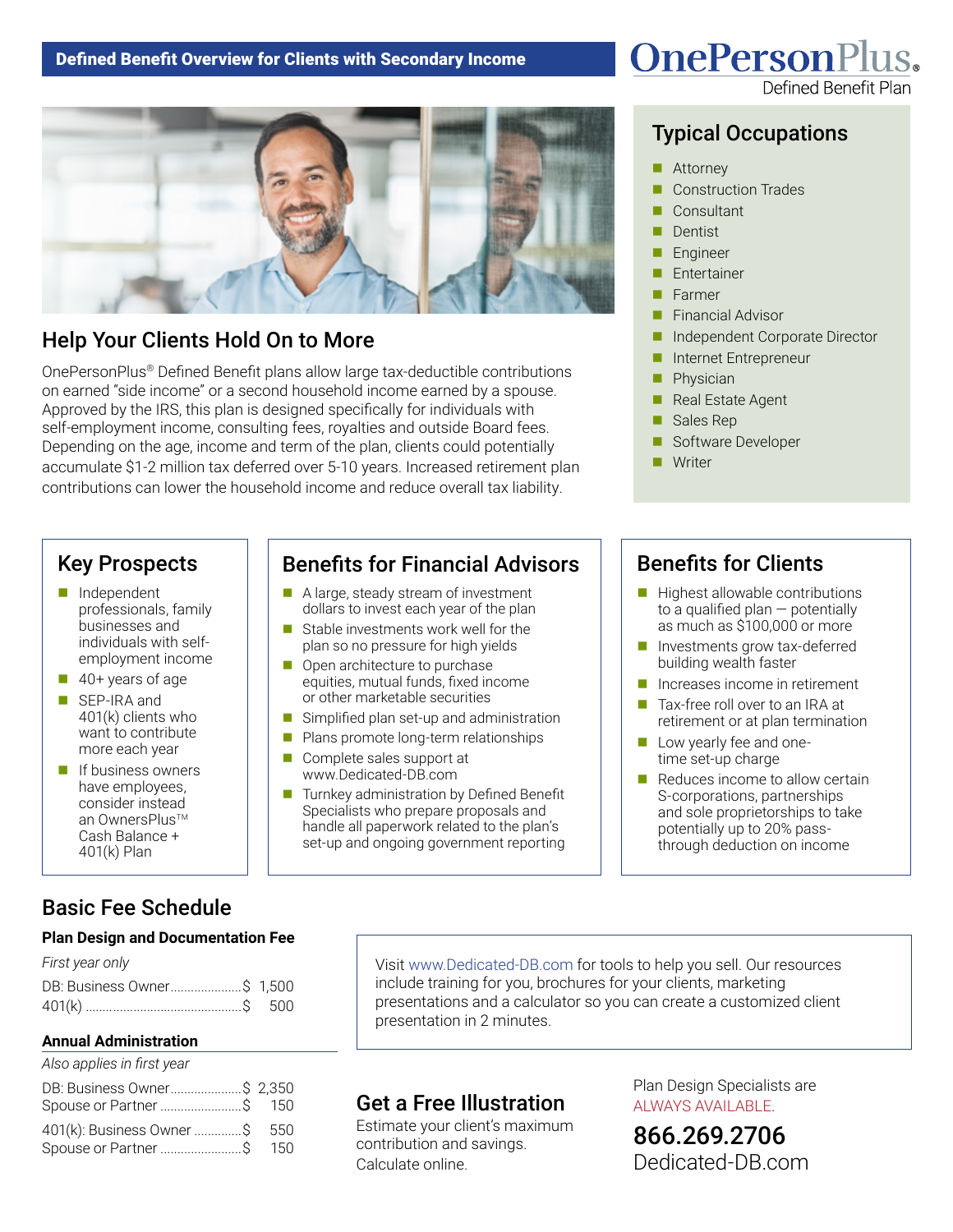**Defined Benefit Overview for Clients with Secondary Income**

**OnePersonPlus®**
Defined Benefit Plan

## Help Your Clients Hold On to More

OnePersonPlus® Defined Benefit plans allow large tax-deductible contributions on earned "side income" or a second household income earned by a spouse. Approved by the IRS, this plan is designed specifically for individuals with self-employment income, consulting fees, royalties and outside Board fees. Depending on the age, income and term of the plan, clients could potentially accumulate $1-2 million tax deferred over 5-10 years. Increased retirement plan contributions can lower the household income and reduce overall tax liability.

## Typical Occupations

- Attorney
- Construction Trades
- Consultant
- Dentist
- Engineer
- Entertainer
- Farmer
- Financial Advisor
- Independent Corporate Director
- Internet Entrepreneur
- Physician
- Real Estate Agent
- Sales Rep
- Software Developer
- Writer

## Key Prospects

- Independent professionals, family businesses and individuals with self-employment income
- 40+ years of age
- SEP-IRA and 401(k) clients who want to contribute more each year
- If business owners have employees, consider instead an OwnersPlus™ Cash Balance + 401(k) Plan

## Benefits for Financial Advisors

- A large, steady stream of investment dollars to invest each year of the plan
- Stable investments work well for the plan so no pressure for high yields
- Open architecture to purchase equities, mutual funds, fixed income or other marketable securities
- Simplified plan set-up and administration
- Plans promote long-term relationships
- Complete sales support at www.Dedicated-DB.com
- Turnkey administration by Defined Benefit Specialists who prepare proposals and handle all paperwork related to the plan's set-up and ongoing government reporting

## Benefits for Clients

- Highest allowable contributions to a qualified plan — potentially as much as $100,000 or more
- Investments grow tax-deferred building wealth faster
- Increases income in retirement
- Tax-free roll over to an IRA at retirement or at plan termination
- Low yearly fee and one-time set-up charge
- Reduces income to allow certain S-corporations, partnerships and sole proprietorships to take potentially up to 20% pass-through deduction on income

## Basic Fee Schedule

**Plan Design and Documentation Fee**

*First year only*

| | |
|---|---|
| DB: Business Owner | $ 1,500 |
| 401(k) | $ 500 |

**Annual Administration**

*Also applies in first year*

| | |
|---|---|
| DB: Business Owner | $ 2,350 |
| Spouse or Partner | $ 150 |
| 401(k): Business Owner | $ 550 |
| Spouse or Partner | $ 150 |

Visit www.Dedicated-DB.com for tools to help you sell. Our resources include training for you, brochures for your clients, marketing presentations and a calculator so you can create a customized client presentation in 2 minutes.

## Get a Free Illustration

Estimate your client's maximum contribution and savings. Calculate online.

Plan Design Specialists are ALWAYS AVAILABLE.

**866.269.2706**
Dedicated-DB.com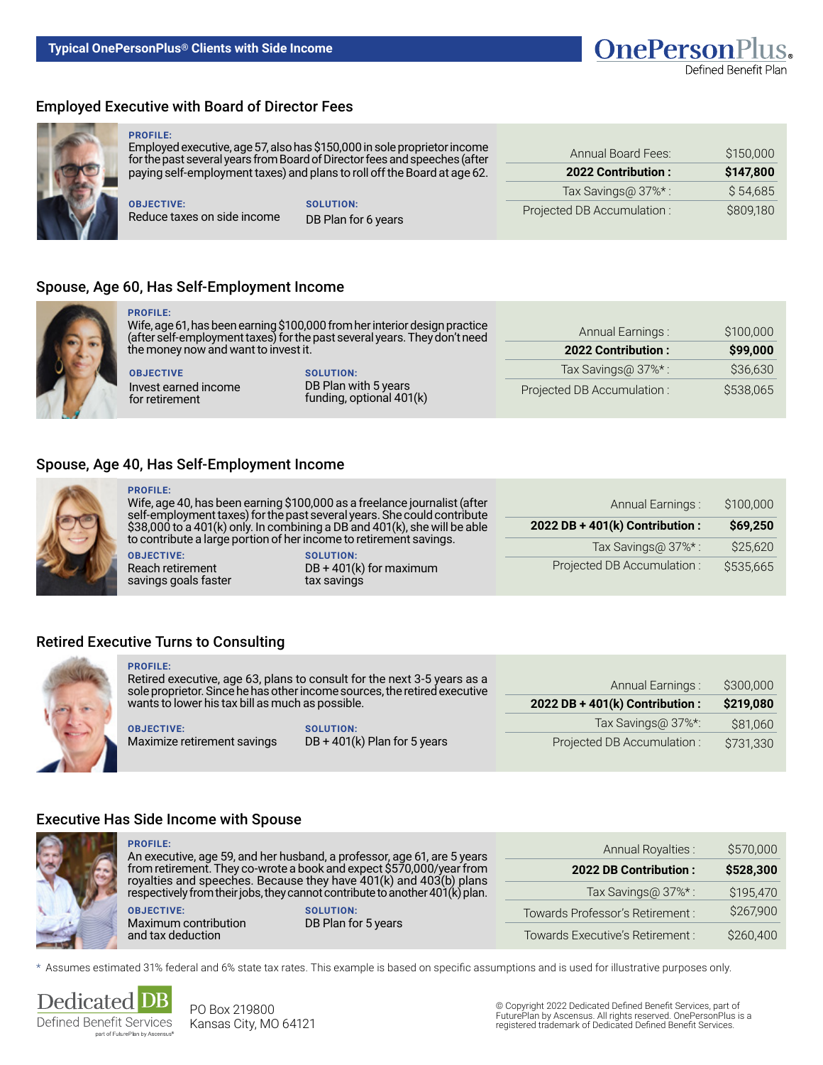## Typical OnePersonPlus® Clients with Side Income

OnePersonPlus® Defined Benefit Plan

### Employed Executive with Board of Director Fees

**PROFILE:**
Employed executive, age 57, also has $150,000 in sole proprietor income for the past several years from Board of Director fees and speeches (after paying self-employment taxes) and plans to roll off the Board at age 62.

**OBJECTIVE:**
Reduce taxes on side income

**SOLUTION:**
DB Plan for 6 years

| | |
|---|---|
| Annual Board Fees: | $150,000 |
| **2022 Contribution :** | **$147,800** |
| Tax Savings@ 37%* : | $ 54,685 |
| Projected DB Accumulation : | $809,180 |

### Spouse, Age 60, Has Self-Employment Income

**PROFILE:**
Wife, age 61, has been earning $100,000 from her interior design practice (after self-employment taxes) for the past several years. They don't need the money now and want to invest it.

**OBJECTIVE**
Invest earned income for retirement

**SOLUTION:**
DB Plan with 5 years funding, optional 401(k)

| | |
|---|---|
| Annual Earnings : | $100,000 |
| **2022 Contribution :** | **$99,000** |
| Tax Savings@ 37%* : | $36,630 |
| Projected DB Accumulation : | $538,065 |

### Spouse, Age 40, Has Self-Employment Income

**PROFILE:**
Wife, age 40, has been earning $100,000 as a freelance journalist (after self-employment taxes) for the past several years. She could contribute $38,000 to a 401(k) only. In combining a DB and 401(k), she will be able to contribute a large portion of her income to retirement savings.

**OBJECTIVE:**
Reach retirement savings goals faster

**SOLUTION:**
DB + 401(k) for maximum tax savings

| | |
|---|---|
| Annual Earnings : | $100,000 |
| **2022 DB + 401(k) Contribution :** | **$69,250** |
| Tax Savings@ 37%* : | $25,620 |
| Projected DB Accumulation : | $535,665 |

### Retired Executive Turns to Consulting

**PROFILE:**
Retired executive, age 63, plans to consult for the next 3-5 years as a sole proprietor. Since he has other income sources, the retired executive wants to lower his tax bill as much as possible.

**OBJECTIVE:**
Maximize retirement savings

**SOLUTION:**
DB + 401(k) Plan for 5 years

| | |
|---|---|
| Annual Earnings : | $300,000 |
| **2022 DB + 401(k) Contribution :** | **$219,080** |
| Tax Savings@ 37%*: | $81,060 |
| Projected DB Accumulation : | $731,330 |

### Executive Has Side Income with Spouse

**PROFILE:**
An executive, age 59, and her husband, a professor, age 61, are 5 years from retirement. They co-wrote a book and expect $570,000/year from royalties and speeches. Because they have 401(k) and 403(b) plans respectively from their jobs, they cannot contribute to another 401(k) plan.

**OBJECTIVE:**
Maximum contribution and tax deduction

**SOLUTION:**
DB Plan for 5 years

| | |
|---|---|
| Annual Royalties : | $570,000 |
| **2022 DB Contribution :** | **$528,300** |
| Tax Savings@ 37%* : | $195,470 |
| Towards Professor's Retirement : | $267,900 |
| Towards Executive's Retirement : | $260,400 |

\* Assumes estimated 31% federal and 6% state tax rates. This example is based on specific assumptions and is used for illustrative purposes only.

Dedicated DB Defined Benefit Services part of FuturePlan by Ascensus®

PO Box 219800
Kansas City, MO 64121

© Copyright 2022 Dedicated Defined Benefit Services, part of FuturePlan by Ascensus. All rights reserved. OnePersonPlus is a registered trademark of Dedicated Defined Benefit Services.